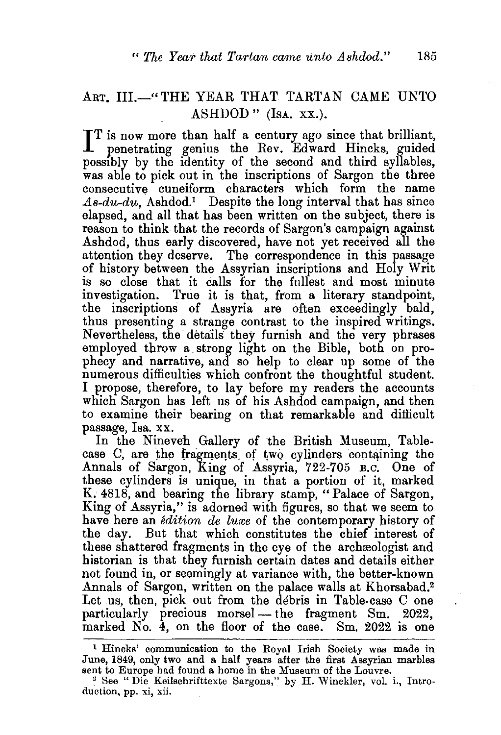## ART. III.—"THE YEAR THAT TARTAN CAME UNTO ASHDOD" (ISA. XX.).

It is now more than half a century ago since that brilliant, penetrating genius the Rev. Edward Hincks, guided possibly by the identity of the second and third syllables, was able to pick out in the inscriptions of Sargon the three consecutive cuneiform characters which form the name *As-du-du*, Ashdod.[1] Despite the long interval that has since elapsed, and all that has been written on the subject, there is reason to think that the records of Sargon's campaign against Ashdod, thus early discovered, have not yet received all the attention they deserve. The correspondence in this passage of history between the Assyrian inscriptions and Holy Writ is so close that it calls for the fullest and most minute investigation. True it is that, from a literary standpoint, the inscriptions of Assyria are often exceedingly bald, thus presenting a strange contrast to the inspired writings. Nevertheless, the details they furnish and the very phrases employed throw a strong light on the Bible, both on prophecy and narrative, and so help to clear up some of the numerous difficulties which confront the thoughtful student. I propose, therefore, to lay before my readers the accounts which Sargon has left us of his Ashdod campaign, and then to examine their bearing on that remarkable and difficult passage, Isa. xx.

In the Nineveh Gallery of the British Museum, Table-case C, are the fragments of two cylinders containing the Annals of Sargon, King of Assyria, 722-705 B.C. One of these cylinders is unique, in that a portion of it, marked K. 4818, and bearing the library stamp, "Palace of Sargon, King of Assyria," is adorned with figures, so that we seem to have here an *édition de luxe* of the contemporary history of the day. But that which constitutes the chief interest of these shattered fragments in the eye of the archæologist and historian is that they furnish certain dates and details either not found in, or seemingly at variance with, the better-known Annals of Sargon, written on the palace walls at Khorsabad.[2] Let us, then, pick out from the débris in Table-case C one particularly precious morsel — the fragment Sm. 2022, marked No. 4, on the floor of the case. Sm. 2022 is one

---

[1] Hincks' communication to the Royal Irish Society was made in June, 1849, only two and a half years after the first Assyrian marbles sent to Europe had found a home in the Museum of the Louvre.

[2] See "Die Keilschrifttexte Sargons," by H. Winckler, vol. i., Introduction, pp. xi, xii.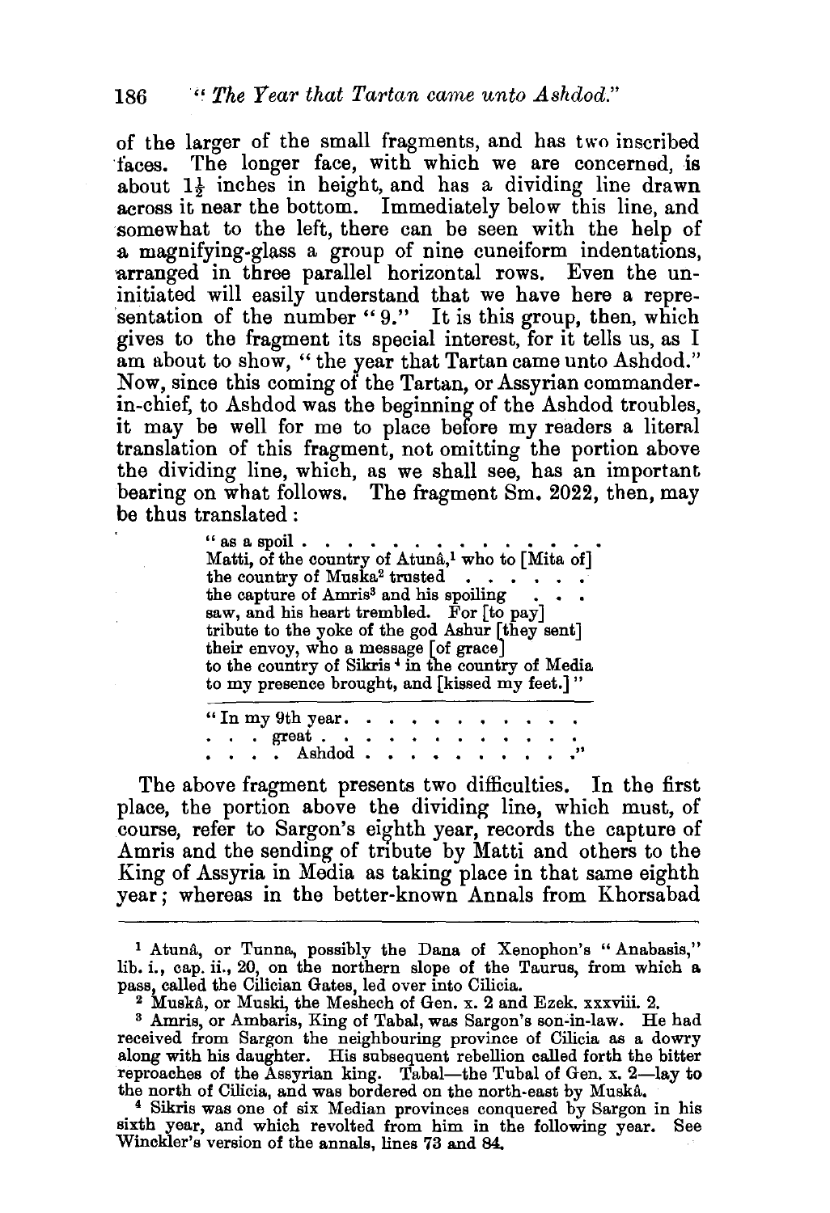of the larger of the small fragments, and has two inscribed faces. The longer face, with which we are concerned, is about $1\frac{1}{2}$ inches in height, and has a dividing line drawn across it near the bottom. Immediately below this line, and somewhat to the left, there can be seen with the help of a magnifying-glass a group of nine cuneiform indentations, arranged in three parallel horizontal rows. Even the uninitiated will easily understand that we have here a representation of the number "9." It is this group, then, which gives to the fragment its special interest, for it tells us, as I am about to show, "the year that Tartan came unto Ashdod." Now, since this coming of the Tartan, or Assyrian commander-in-chief, to Ashdod was the beginning of the Ashdod troubles, it may be well for me to place before my readers a literal translation of this fragment, not omitting the portion above the dividing line, which, as we shall see, has an important bearing on what follows. The fragment Sm. 2022, then, may be thus translated:

> "as a spoil . . . . . . . . . . . . . .
> Matti, of the country of Atunâ,[1] who to [Mita of]
> the country of Muska[2] trusted . . . . . .
> the capture of Amris[3] and his spoiling . . .
> saw, and his heart trembled. For [to pay]
> tribute to the yoke of the god Ashur [they sent]
> their envoy, who a message [of grace]
> to the country of Sikris[4] in the country of Media
> to my presence brought, and [kissed my feet.]"
>
> ---
>
> "In my 9th year. . . . . . . . . . . .
> . . . great . . . . . . . . . . . . .
> . . . . Ashdod . . . . . . . . . . ."

The above fragment presents two difficulties. In the first place, the portion above the dividing line, which must, of course, refer to Sargon's eighth year, records the capture of Amris and the sending of tribute by Matti and others to the King of Assyria in Media as taking place in that same eighth year; whereas in the better-known Annals from Khorsabad

---

[1] Atunâ, or Tunna, possibly the Dana of Xenophon's "Anabasis," lib. i., cap. ii., 20, on the northern slope of the Taurus, from which a pass, called the Cilician Gates, led over into Cilicia.

[2] Muskâ, or Muski, the Meshech of Gen. x. 2 and Ezek. xxxviii. 2.

[3] Amris, or Ambaris, King of Tabal, was Sargon's son-in-law. He had received from Sargon the neighbouring province of Cilicia as a dowry along with his daughter. His subsequent rebellion called forth the bitter reproaches of the Assyrian king. Tabal—the Tubal of Gen. x. 2—lay to the north of Cilicia, and was bordered on the north-east by Muskâ.

[4] Sikris was one of six Median provinces conquered by Sargon in his sixth year, and which revolted from him in the following year. See Winckler's version of the annals, lines 73 and 84.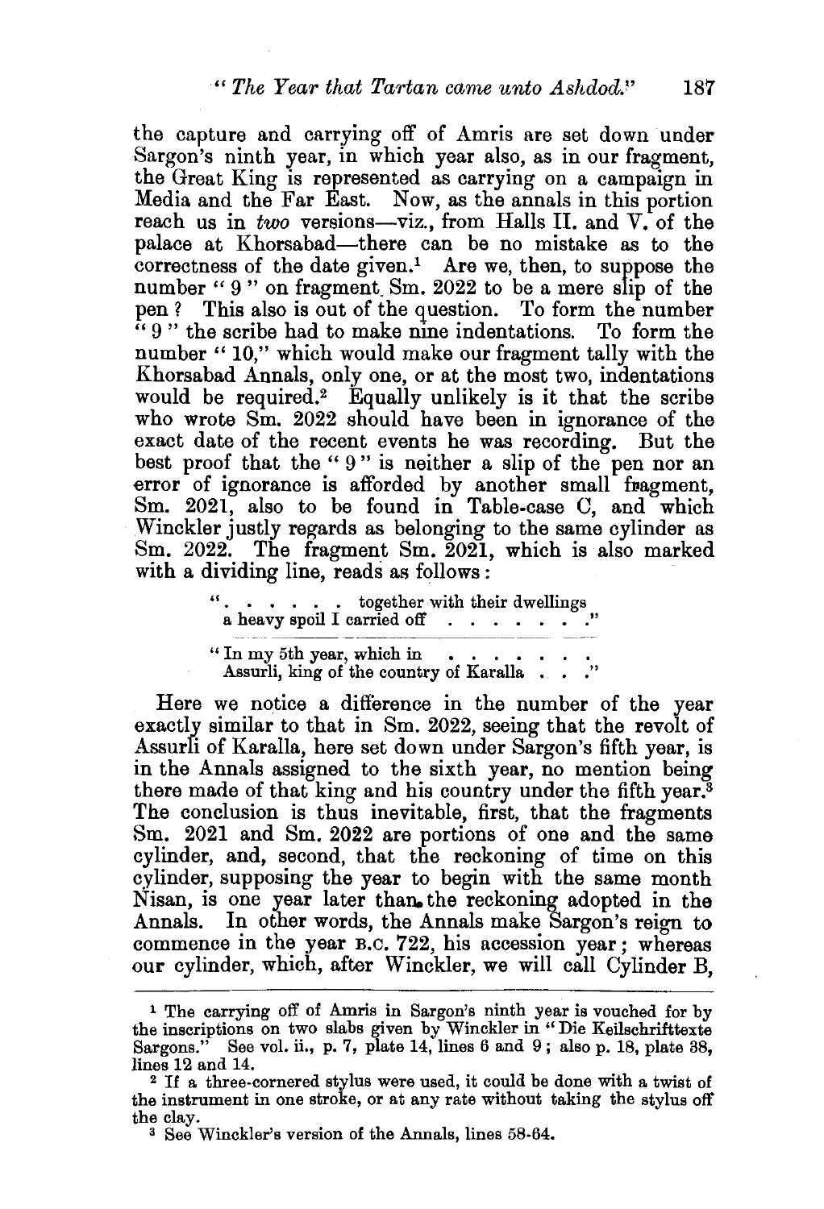the capture and carrying off of Amris are set down under Sargon's ninth year, in which year also, as in our fragment, the Great King is represented as carrying on a campaign in Media and the Far East. Now, as the annals in this portion reach us in *two* versions—viz., from Halls II. and V. of the palace at Khorsabad—there can be no mistake as to the correctness of the date given.[1] Are we, then, to suppose the number "9" on fragment Sm. 2022 to be a mere slip of the pen? This also is out of the question. To form the number "9" the scribe had to make nine indentations. To form the number "10," which would make our fragment tally with the Khorsabad Annals, only one, or at the most two, indentations would be required.[2] Equally unlikely is it that the scribe who wrote Sm. 2022 should have been in ignorance of the exact date of the recent events he was recording. But the best proof that the "9" is neither a slip of the pen nor an error of ignorance is afforded by another small fragment, Sm. 2021, also to be found in Table-case C, and which Winckler justly regards as belonging to the same cylinder as Sm. 2022. The fragment Sm. 2021, which is also marked with a dividing line, reads as follows:

> ". . . . . . . together with their dwellings
> a heavy spoil I carried off . . . . . . ."
>
> ---
>
> "In my 5th year, which in . . . . . . . .
> Assurli, king of the country of Karalla . . ."

Here we notice a difference in the number of the year exactly similar to that in Sm. 2022, seeing that the revolt of Assurli of Karalla, here set down under Sargon's fifth year, is in the Annals assigned to the sixth year, no mention being there made of that king and his country under the fifth year.[3] The conclusion is thus inevitable, first, that the fragments Sm. 2021 and Sm. 2022 are portions of one and the same cylinder, and, second, that the reckoning of time on this cylinder, supposing the year to begin with the same month Nisan, is one year later than the reckoning adopted in the Annals. In other words, the Annals make Sargon's reign to commence in the year B.C. 722, his accession year; whereas our cylinder, which, after Winckler, we will call Cylinder B,

---

[1] The carrying off of Amris in Sargon's ninth year is vouched for by the inscriptions on two slabs given by Winckler in "Die Keilschrifttexte Sargons." See vol. ii., p. 7, plate 14, lines 6 and 9; also p. 18, plate 38, lines 12 and 14.

[2] If a three-cornered stylus were used, it could be done with a twist of the instrument in one stroke, or at any rate without taking the stylus off the clay.

[3] See Winckler's version of the Annals, lines 58-64.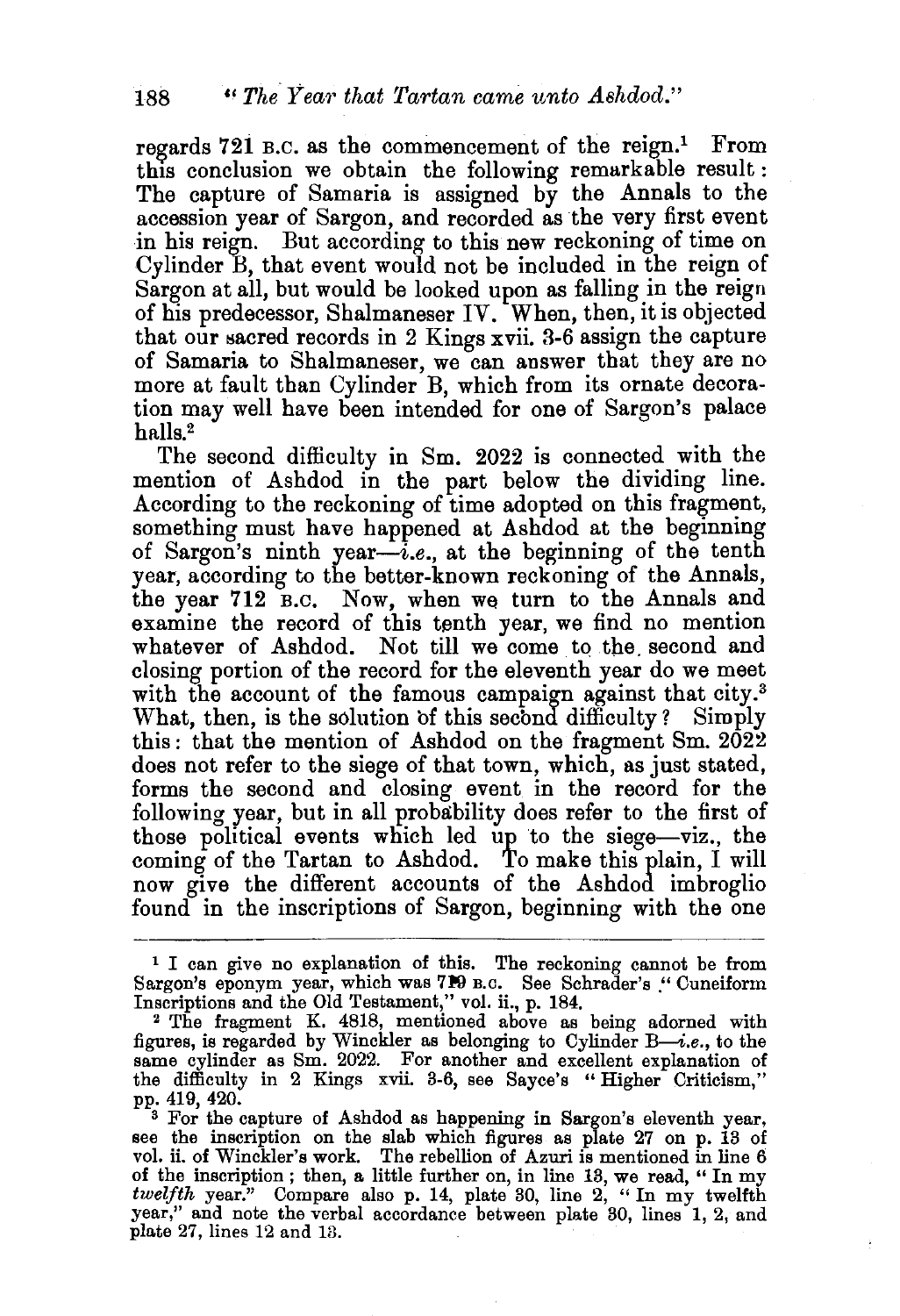regards 721 B.C. as the commencement of the reign.[1] From this conclusion we obtain the following remarkable result: The capture of Samaria is assigned by the Annals to the accession year of Sargon, and recorded as the very first event in his reign. But according to this new reckoning of time on Cylinder B, that event would not be included in the reign of Sargon at all, but would be looked upon as falling in the reign of his predecessor, Shalmaneser IV. When, then, it is objected that our sacred records in 2 Kings xvii. 3-6 assign the capture of Samaria to Shalmaneser, we can answer that they are no more at fault than Cylinder B, which from its ornate decoration may well have been intended for one of Sargon's palace halls.[2]

The second difficulty in Sm. 2022 is connected with the mention of Ashdod in the part below the dividing line. According to the reckoning of time adopted on this fragment, something must have happened at Ashdod at the beginning of Sargon's ninth year—*i.e.*, at the beginning of the tenth year, according to the better-known reckoning of the Annals, the year 712 B.C. Now, when we turn to the Annals and examine the record of this tenth year, we find no mention whatever of Ashdod. Not till we come to the second and closing portion of the record for the eleventh year do we meet with the account of the famous campaign against that city.[3] What, then, is the solution of this second difficulty? Simply this: that the mention of Ashdod on the fragment Sm. 2022 does not refer to the siege of that town, which, as just stated, forms the second and closing event in the record for the following year, but in all probability does refer to the first of those political events which led up to the siege—viz., the coming of the Tartan to Ashdod. To make this plain, I will now give the different accounts of the Ashdod imbroglio found in the inscriptions of Sargon, beginning with the one

---

[1] I can give no explanation of this. The reckoning cannot be from Sargon's eponym year, which was 719 B.C. See Schrader's "Cuneiform Inscriptions and the Old Testament," vol. ii., p. 184.

[2] The fragment K. 4818, mentioned above as being adorned with figures, is regarded by Winckler as belonging to Cylinder B—*i.e.*, to the same cylinder as Sm. 2022. For another and excellent explanation of the difficulty in 2 Kings xvii. 3-6, see Sayce's "Higher Criticism," pp. 419, 420.

[3] For the capture of Ashdod as happening in Sargon's eleventh year, see the inscription on the slab which figures as plate 27 on p. 13 of vol. ii. of Winckler's work. The rebellion of Azuri is mentioned in line 6 of the inscription; then, a little further on, in line 13, we read, "In my *twelfth* year." Compare also p. 14, plate 30, line 2, "In my twelfth year," and note the verbal accordance between plate 30, lines 1, 2, and plate 27, lines 12 and 13.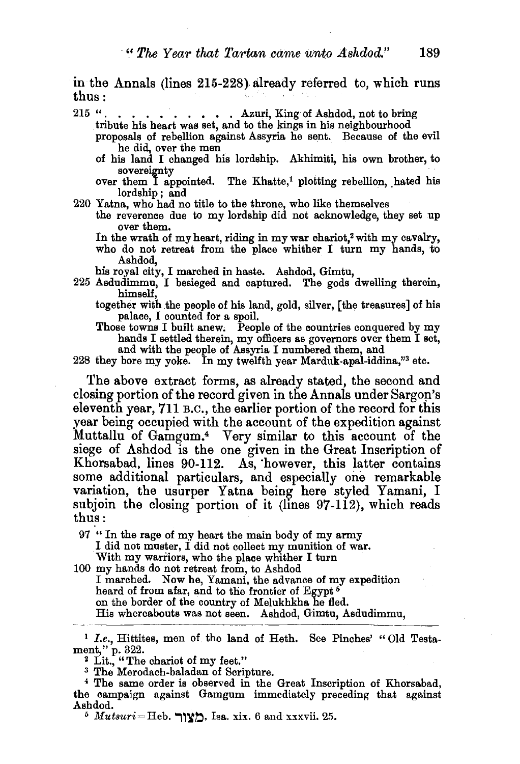in the Annals (lines 215-228) already referred to, which runs thus:

215 ". . . . . . . . . . Azuri, King of Ashdod, not to bring
tribute his heart was set, and to the kings in his neighbourhood
proposals of rebellion against Assyria he sent. Because of the evil he did, over the men
of his land I changed his lordship. Akhimiti, his own brother, to sovereignty
over them I appointed. The Khatte,[1] plotting rebellion, hated his lordship; and
220 Yatna, who had no title to the throne, who like themselves
the reverence due to my lordship did not acknowledge, they set up over them.
In the wrath of my heart, riding in my war chariot,[2] with my cavalry,
who do not retreat from the place whither I turn my hands, to Ashdod,
his royal city, I marched in haste. Ashdod, Gimtu,
225 Asdudimmu, I besieged and captured. The gods dwelling therein, himself,
together with the people of his land, gold, silver, [the treasures] of his palace, I counted for a spoil.
Those towns I built anew. People of the countries conquered by my hands I settled therein, my officers as governors over them I set,
and with the people of Assyria I numbered them, and
228 they bore my yoke. In my twelfth year Marduk-apal-iddina,"[3] etc.

The above extract forms, as already stated, the second and closing portion of the record given in the Annals under Sargon's eleventh year, 711 B.C., the earlier portion of the record for this year being occupied with the account of the expedition against Muttallu of Gamgum.[4] Very similar to this account of the siege of Ashdod is the one given in the Great Inscription of Khorsabad, lines 90-112. As, however, this latter contains some additional particulars, and especially one remarkable variation, the usurper Yatna being here styled Yamani, I subjoin the closing portion of it (lines 97-112), which reads thus:

97 "In the rage of my heart the main body of my army
I did not muster, I did not collect my munition of war.
With my warriors, who the place whither I turn
100 my hands do not retreat from, to Ashdod
I marched. Now he, Yamani, the advance of my expedition
heard of from afar, and to the frontier of Egypt[5]
on the border of the country of Melukhkha he fled.
His whereabouts was not seen. Ashdod, Gimtu, Asdudimmu,

---

[1] *I.e.*, Hittites, men of the land of Heth. See Pinches' "Old Testament," p. 322.

[2] Lit., "The chariot of my feet."

[3] The Merodach-baladan of Scripture.

[4] The same order is observed in the Great Inscription of Khorsabad, the campaign against Gamgum immediately preceding that against Ashdod.

[5] *Mutsuri* = Heb. מָצוֹר, Isa. xix. 6 and xxxvii. 25.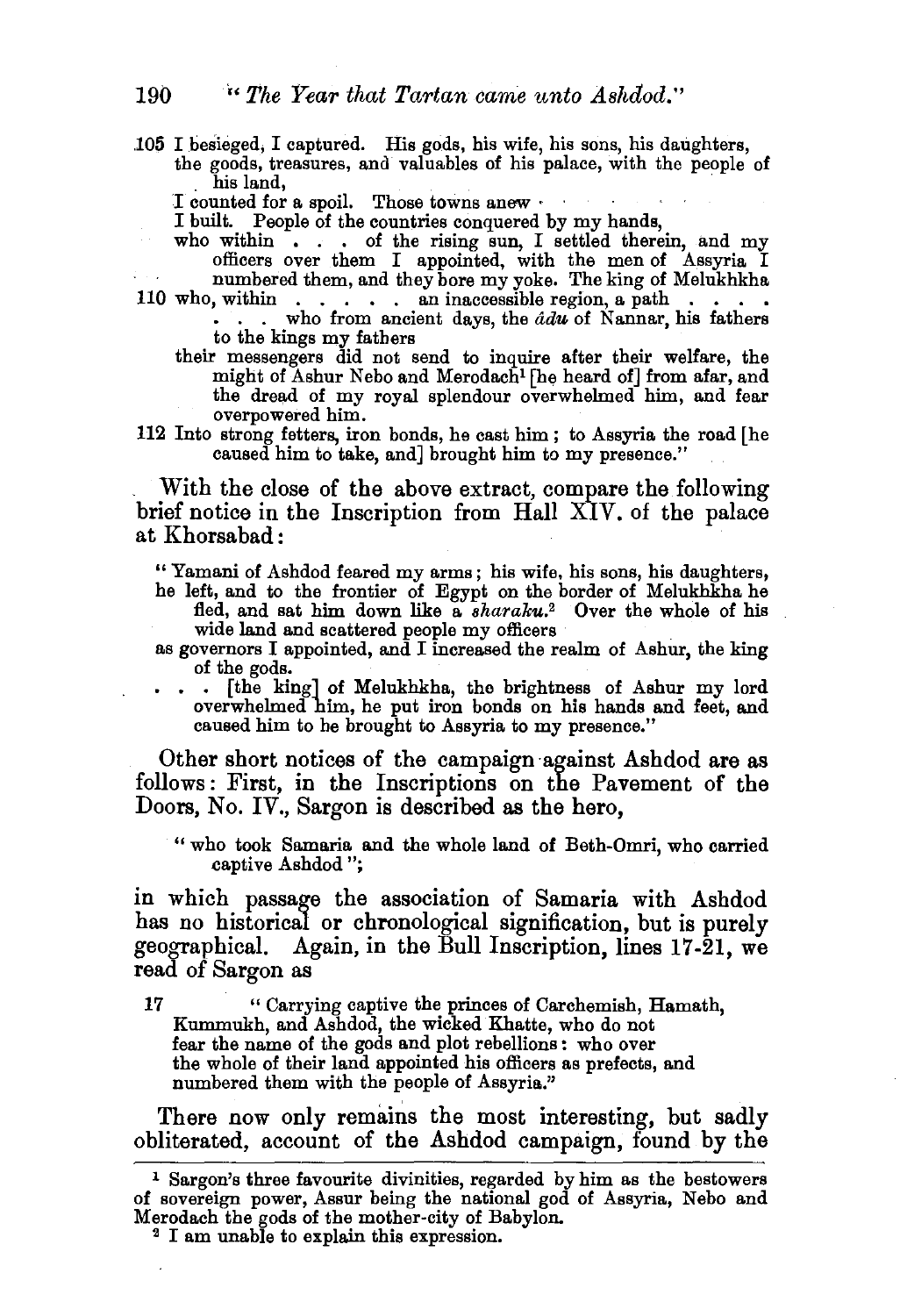105 I besieged, I captured. His gods, his wife, his sons, his daughters, the goods, treasures, and valuables of his palace, with the people of his land,

I counted for a spoil. Those towns anew . . .

I built. People of the countries conquered by my hands,

who within . . . of the rising sun, I settled therein, and my officers over them I appointed, with the men of Assyria I numbered them, and they bore my yoke. The king of Melukhkha

110 who, within . . . . . an inaccessible region, a path . . . . . . . who from ancient days, the *âdu* of Nannar, his fathers to the kings my fathers

their messengers did not send to inquire after their welfare, the might of Ashur Nebo and Merodach[1] [he heard of] from afar, and the dread of my royal splendour overwhelmed him, and fear overpowered him.

112 Into strong fetters, iron bonds, he cast him; to Assyria the road [he caused him to take, and] brought him to my presence."

With the close of the above extract, compare the following brief notice in the Inscription from Hall XIV. of the palace at Khorsabad:

> "Yamani of Ashdod feared my arms; his wife, his sons, his daughters, he left, and to the frontier of Egypt on the border of Melukhkha he fled, and sat him down like a *sharaku*.[2] Over the whole of his wide land and scattered people my officers
>
> as governors I appointed, and I increased the realm of Ashur, the king of the gods.
>
> . . . [the king] of Melukhkha, the brightness of Ashur my lord overwhelmed him, he put iron bonds on his hands and feet, and caused him to be brought to Assyria to my presence."

Other short notices of the campaign against Ashdod are as follows: First, in the Inscriptions on the Pavement of the Doors, No. IV., Sargon is described as the hero,

> "who took Samaria and the whole land of Beth-Omri, who carried captive Ashdod";

in which passage the association of Samaria with Ashdod has no historical or chronological signification, but is purely geographical. Again, in the Bull Inscription, lines 17-21, we read of Sargon as

> 17 "Carrying captive the princes of Carchemish, Hamath, Kummukh, and Ashdod, the wicked Khatte, who do not fear the name of the gods and plot rebellions: who over the whole of their land appointed his officers as prefects, and numbered them with the people of Assyria."

There now only remains the most interesting, but sadly obliterated, account of the Ashdod campaign, found by the

---

[1] Sargon's three favourite divinities, regarded by him as the bestowers of sovereign power, Assur being the national god of Assyria, Nebo and Merodach the gods of the mother-city of Babylon.

[2] I am unable to explain this expression.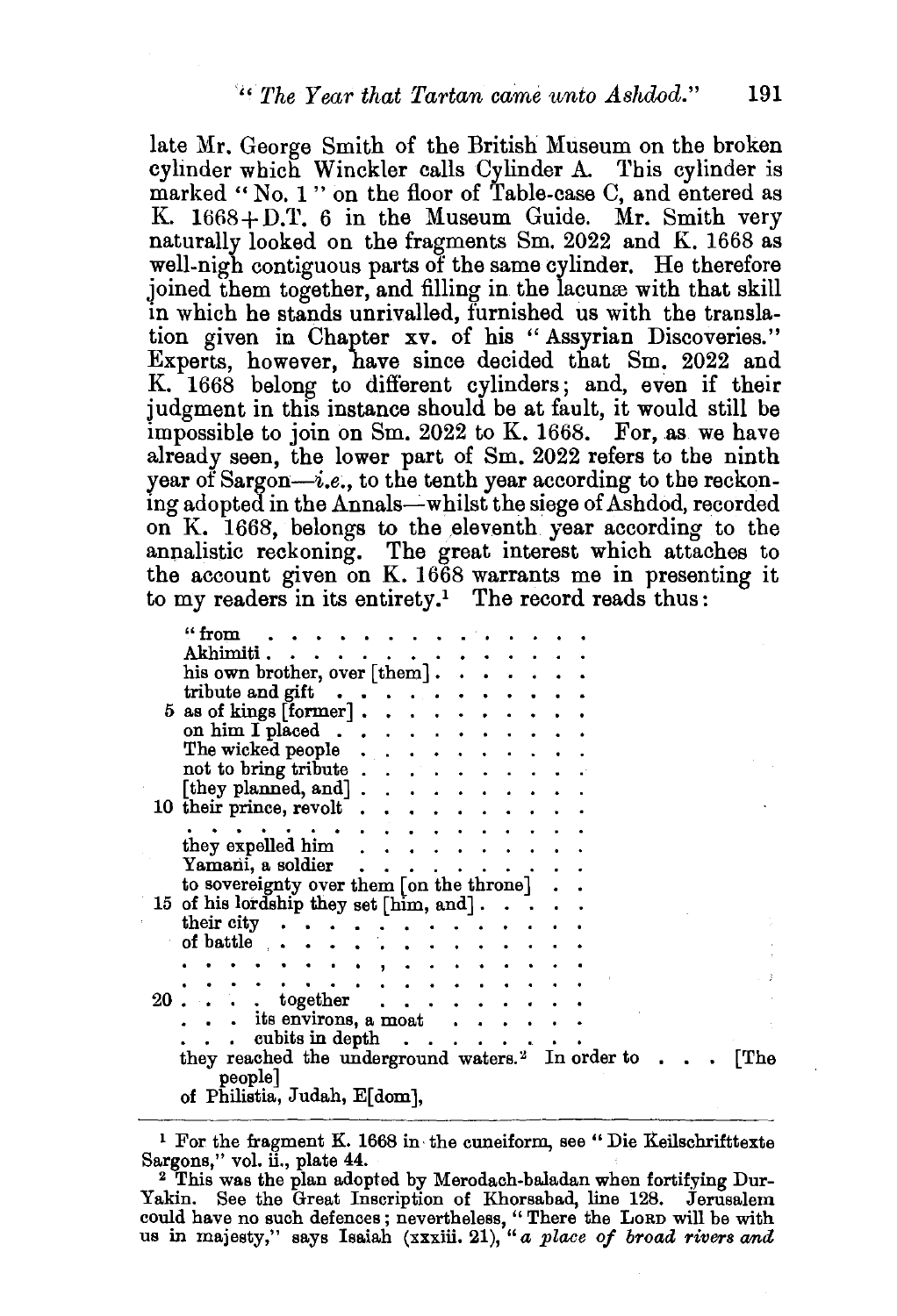late Mr. George Smith of the British Museum on the broken cylinder which Winckler calls Cylinder A. This cylinder is marked "No. 1" on the floor of Table-case C, and entered as K. 1668+D.T. 6 in the Museum Guide. Mr. Smith very naturally looked on the fragments Sm. 2022 and K. 1668 as well-nigh contiguous parts of the same cylinder. He therefore joined them together, and filling in the lacunæ with that skill in which he stands unrivalled, furnished us with the translation given in Chapter xv. of his "Assyrian Discoveries." Experts, however, have since decided that Sm. 2022 and K. 1668 belong to different cylinders; and, even if their judgment in this instance should be at fault, it would still be impossible to join on Sm. 2022 to K. 1668. For, as we have already seen, the lower part of Sm. 2022 refers to the ninth year of Sargon—*i.e.*, to the tenth year according to the reckoning adopted in the Annals—whilst the siege of Ashdod, recorded on K. 1668, belongs to the eleventh year according to the annalistic reckoning. The great interest which attaches to the account given on K. 1668 warrants me in presenting it to my readers in its entirety.[1] The record reads thus:

"from . . . . . . . . . . . . . . .
Akhimiti . . . . . . . . . . . . . .
his own brother, over [them] . . . . . . . .
tribute and gift . . . . . . . . . . .
5 as of kings [former] . . . . . . . . . . .
on him I placed . . . . . . . . . . .
The wicked people . . . . . . . . . .
not to bring tribute . . . . . . . . . .
[they planned, and] . . . . . . . . . .
10 their prince, revolt . . . . . . . . . .
. . . . . . . . . . . . . . . .
they expelled him . . . . . . . . . .
Yamani, a soldier . . . . . . . . . .
to sovereignty over them [on the throne] . .
15 of his lordship they set [him, and] . . . . .
their city . . . . . . . . . . . . .
of battle . . . . . . . . . . . . .
. . . . . . . . . . . . . . . .
. . . . . . . . . . . . . . . .
20 . . . . together . . . . . . . . .
. . . its environs, a moat . . . . . . .
. . . cubits in depth . . . . . . . .
they reached the underground waters.[2] In order to . . . [The people]
of Philistia, Judah, E[dom],

---

[1] For the fragment K. 1668 in the cuneiform, see "Die Keilschrifttexte Sargons," vol. ii., plate 44.

[2] This was the plan adopted by Merodach-baladan when fortifying Dur-Yakin. See the Great Inscription of Khorsabad, line 128. Jerusalem could have no such defences; nevertheless, "There the LORD will be with us in majesty," says Isaiah (xxxiii. 21), "*a place of broad rivers and*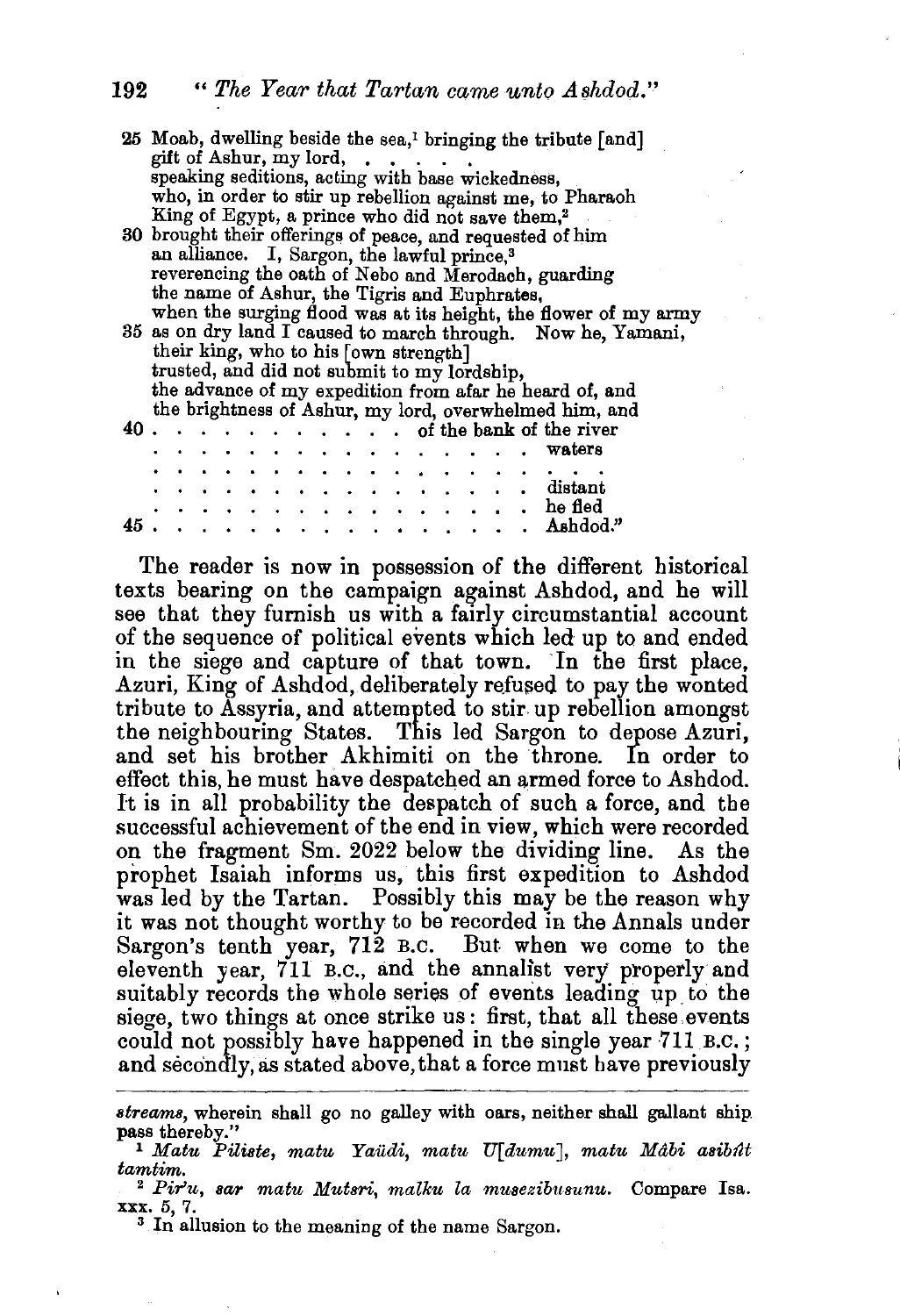25 Moab, dwelling beside the sea,[1] bringing the tribute [and]
gift of Ashur, my lord, . . . . .
speaking seditions, acting with base wickedness,
who, in order to stir up rebellion against me, to Pharaoh
King of Egypt, a prince who did not save them,[2]
30 brought their offerings of peace, and requested of him
an alliance. I, Sargon, the lawful prince,[3]
reverencing the oath of Nebo and Merodach, guarding
the name of Ashur, the Tigris and Euphrates,
when the surging flood was at its height, the flower of my army
35 as on dry land I caused to march through. Now he, Yamani,
their king, who to his [own strength]
trusted, and did not submit to my lordship,
the advance of my expedition from afar he heard of, and
the brightness of Ashur, my lord, overwhelmed him, and
40 . . . . . . . . . . . . . of the bank of the river
. . . . . . . . . . . . . . . . . . waters
. . . . . . . . . . . . . . . . . . . . .
. . . . . . . . . . . . . . . . . . distant
. . . . . . . . . . . . . . . . . . he fled
45 . . . . . . . . . . . . . . . . . . Ashdod."

The reader is now in possession of the different historical texts bearing on the campaign against Ashdod, and he will see that they furnish us with a fairly circumstantial account of the sequence of political events which led up to and ended in the siege and capture of that town. In the first place, Azuri, King of Ashdod, deliberately refused to pay the wonted tribute to Assyria, and attempted to stir up rebellion amongst the neighbouring States. This led Sargon to depose Azuri, and set his brother Akhimiti on the throne. In order to effect this, he must have despatched an armed force to Ashdod. It is in all probability the despatch of such a force, and the successful achievement of the end in view, which were recorded on the fragment Sm. 2022 below the dividing line. As the prophet Isaiah informs us, this first expedition to Ashdod was led by the Tartan. Possibly this may be the reason why it was not thought worthy to be recorded in the Annals under Sargon's tenth year, 712 B.C. But when we come to the eleventh year, 711 B.C., and the annalist very properly and suitably records the whole series of events leading up to the siege, two things at once strike us: first, that all these events could not possibly have happened in the single year 711 B.C.; and secondly, as stated above, that a force must have previously

---

*streams*, wherein shall go no galley with oars, neither shall gallant ship pass thereby."

[1] *Matu Piliste, matu Yaûdi, matu U[dumu], matu Mâbi asibût tamtim.*

[2] *Pir'u, sar matu Mutsri, malku la musezibusunu.* Compare Isa. xxx. 5, 7.

[3] In allusion to the meaning of the name Sargon.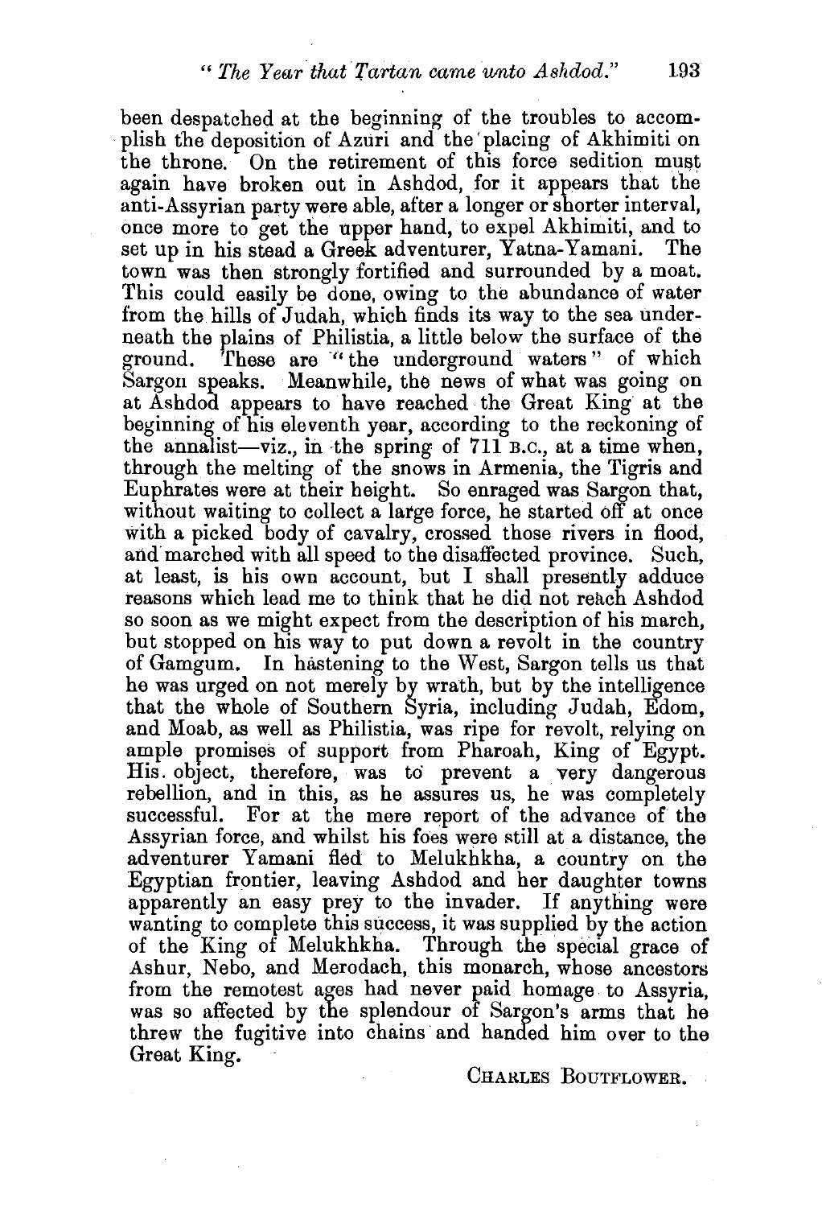been despatched at the beginning of the troubles to accomplish the deposition of Azuri and the placing of Akhimiti on the throne. On the retirement of this force sedition must again have broken out in Ashdod, for it appears that the anti-Assyrian party were able, after a longer or shorter interval, once more to get the upper hand, to expel Akhimiti, and to set up in his stead a Greek adventurer, Yatna-Yamani. The town was then strongly fortified and surrounded by a moat. This could easily be done, owing to the abundance of water from the hills of Judah, which finds its way to the sea underneath the plains of Philistia, a little below the surface of the ground. These are "the underground waters" of which Sargon speaks. Meanwhile, the news of what was going on at Ashdod appears to have reached the Great King at the beginning of his eleventh year, according to the reckoning of the annalist—viz., in the spring of 711 B.C., at a time when, through the melting of the snows in Armenia, the Tigris and Euphrates were at their height. So enraged was Sargon that, without waiting to collect a large force, he started off at once with a picked body of cavalry, crossed those rivers in flood, and marched with all speed to the disaffected province. Such, at least, is his own account, but I shall presently adduce reasons which lead me to think that he did not reach Ashdod so soon as we might expect from the description of his march, but stopped on his way to put down a revolt in the country of Gamgum. In hastening to the West, Sargon tells us that he was urged on not merely by wrath, but by the intelligence that the whole of Southern Syria, including Judah, Edom, and Moab, as well as Philistia, was ripe for revolt, relying on ample promises of support from Pharoah, King of Egypt. His object, therefore, was to prevent a very dangerous rebellion, and in this, as he assures us, he was completely successful. For at the mere report of the advance of the Assyrian force, and whilst his foes were still at a distance, the adventurer Yamani fled to Melukhkha, a country on the Egyptian frontier, leaving Ashdod and her daughter towns apparently an easy prey to the invader. If anything were wanting to complete this success, it was supplied by the action of the King of Melukhkha. Through the special grace of Ashur, Nebo, and Merodach, this monarch, whose ancestors from the remotest ages had never paid homage to Assyria, was so affected by the splendour of Sargon's arms that he threw the fugitive into chains and handed him over to the Great King.

CHARLES BOUTFLOWER.